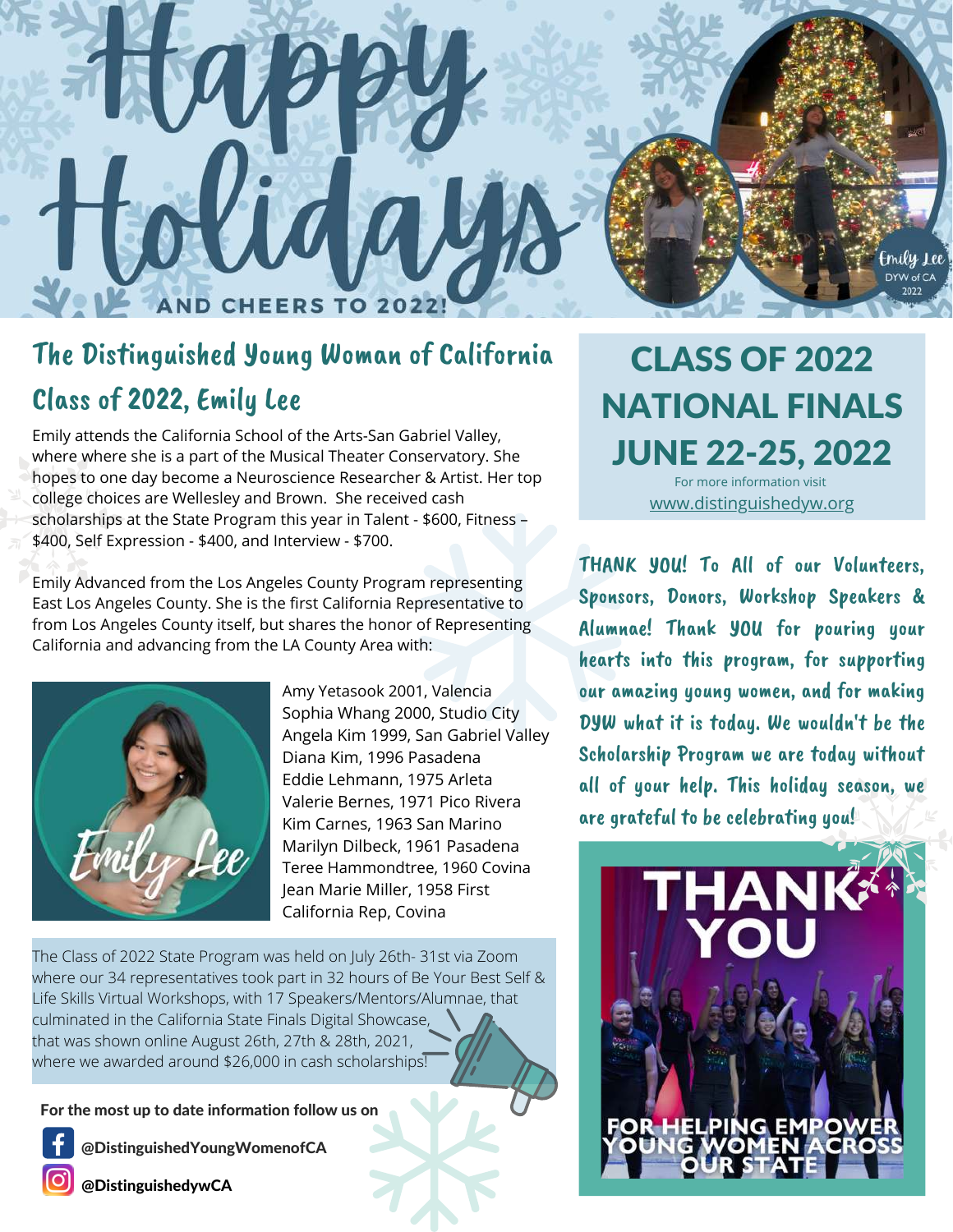# Happy Holidays

AND CHEERS TO 2022!

## The Distinguished Young Woman of California Class of 2022, Emily Lee

Emily attends the California School of the Arts-San Gabriel Valley, where where she is a part of the Musical Theater Conservatory. She hopes to one day become a Neuroscience Researcher & Artist. Her top college choices are Wellesley and Brown. She received cash scholarships at the State Program this year in Talent - $600, Fitness – $400, Self Expression - $400, and Interview - $700.

Emily Advanced from the Los Angeles County Program representing East Los Angeles County. She is the first California Representative to from Los Angeles County itself, but shares the honor of Representing California and advancing from the LA County Area with:

Amy Yetasook 2001, Valencia
Sophia Whang 2000, Studio City
Angela Kim 1999, San Gabriel Valley
Diana Kim, 1996 Pasadena
Eddie Lehmann, 1975 Arleta
Valerie Bernes, 1971 Pico Rivera
Kim Carnes, 1963 San Marino
Marilyn Dilbeck, 1961 Pasadena
Teree Hammondtree, 1960 Covina
Jean Marie Miller, 1958 First California Rep, Covina

The Class of 2022 State Program was held on July 26th- 31st via Zoom where our 34 representatives took part in 32 hours of Be Your Best Self & Life Skills Virtual Workshops, with 17 Speakers/Mentors/Alumnae, that culminated in the California State Finals Digital Showcase, that was shown online August 26th, 27th & 28th, 2021, where we awarded around $26,000 in cash scholarships!

**For the most up to date information follow us on**

**@DistinguishedYoungWomenofCA**

**@DistinguishedywCA**

## CLASS OF 2022 NATIONAL FINALS JUNE 22-25, 2022

For more information visit www.distinguishedyw.org

THANK YOU! To All of our Volunteers, Sponsors, Donors, Workshop Speakers & Alumnae! Thank YOU for pouring your hearts into this program, for supporting our amazing young women, and for making DYW what it is today. We wouldn't be the Scholarship Program we are today without all of your help. This holiday season, we are grateful to be celebrating you!

THANK YOU

FOR HELPING EMPOWER YOUNG WOMEN ACROSS OUR STATE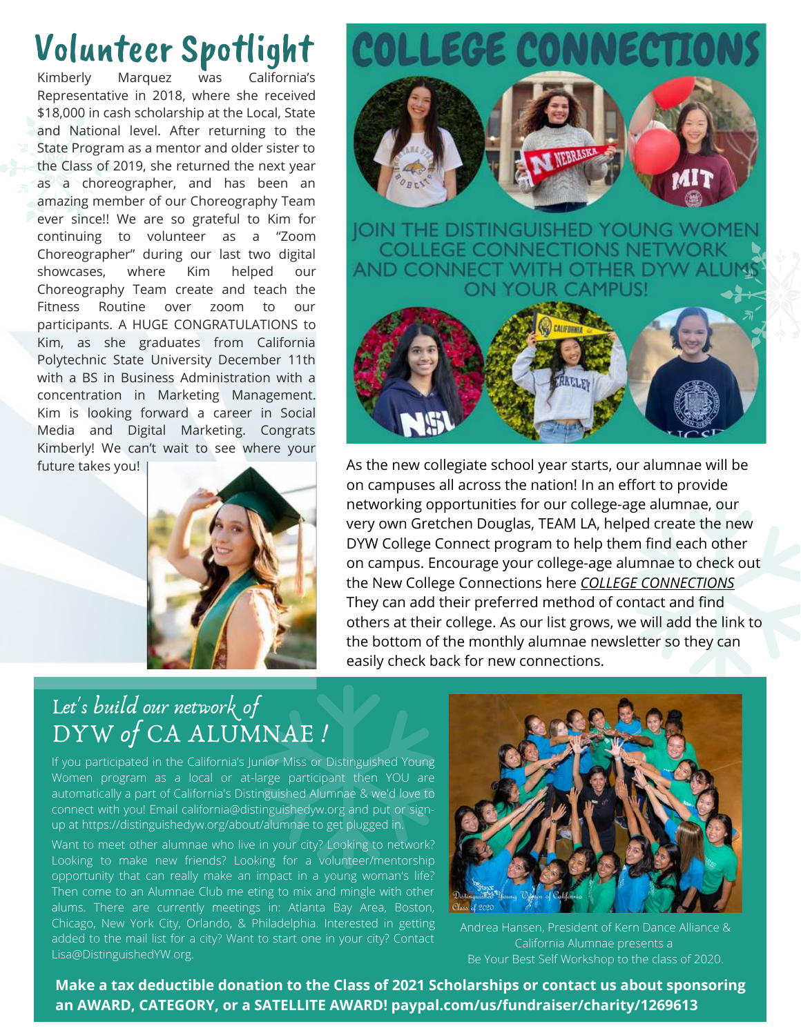# Volunteer Spotlight

Kimberly Marquez was California's Representative in 2018, where she received $18,000 in cash scholarship at the Local, State and National level. After returning to the State Program as a mentor and older sister to the Class of 2019, she returned the next year as a choreographer, and has been an amazing member of our Choreography Team ever since!! We are so grateful to Kim for continuing to volunteer as a "Zoom Choreographer" during our last two digital showcases, where Kim helped our Choreography Team create and teach the Fitness Routine over zoom to our participants. A HUGE CONGRATULATIONS to Kim, as she graduates from California Polytechnic State University December 11th with a BS in Business Administration with a concentration in Marketing Management. Kim is looking forward a career in Social Media and Digital Marketing. Congrats Kimberly! We can't wait to see where your future takes you!

# COLLEGE CONNECTIONS

JOIN THE DISTINGUISHED YOUNG WOMEN COLLEGE CONNECTIONS NETWORK AND CONNECT WITH OTHER DYW ALUMS ON YOUR CAMPUS!

As the new collegiate school year starts, our alumnae will be on campuses all across the nation! In an effort to provide networking opportunities for our college-age alumnae, our very own Gretchen Douglas, TEAM LA, helped create the new DYW College Connect program to help them find each other on campus. Encourage your college-age alumnae to check out the New College Connections here *COLLEGE CONNECTIONS* They can add their preferred method of contact and find others at their college. As our list grows, we will add the link to the bottom of the monthly alumnae newsletter so they can easily check back for new connections.

## *Let's build our network of* DYW *of* CA ALUMNAE !

If you participated in the California's Junior Miss or Distinguished Young Women program as a local or at-large participant then YOU are automatically a part of California's Distinguished Alumnae & we'd love to connect with you! Email california@distinguishedyw.org and put or sign-up at https://distinguishedyw.org/about/alumnae to get plugged in.

Want to meet other alumnae who live in your city? Looking to network? Looking to make new friends? Looking for a volunteer/mentorship opportunity that can really make an impact in a young woman's life? Then come to an Alumnae Club me eting to mix and mingle with other alums. There are currently meetings in: Atlanta Bay Area, Boston, Chicago, New York City, Orlando, & Philadelphia. Interested in getting added to the mail list for a city? Want to start one in your city? Contact Lisa@DistinguishedYW.org.

Andrea Hansen, President of Kern Dance Alliance & California Alumnae presents a Be Your Best Self Workshop to the class of 2020.

**Make a tax deductible donation to the Class of 2021 Scholarships or contact us about sponsoring an AWARD, CATEGORY, or a SATELLITE AWARD! paypal.com/us/fundraiser/charity/1269613**